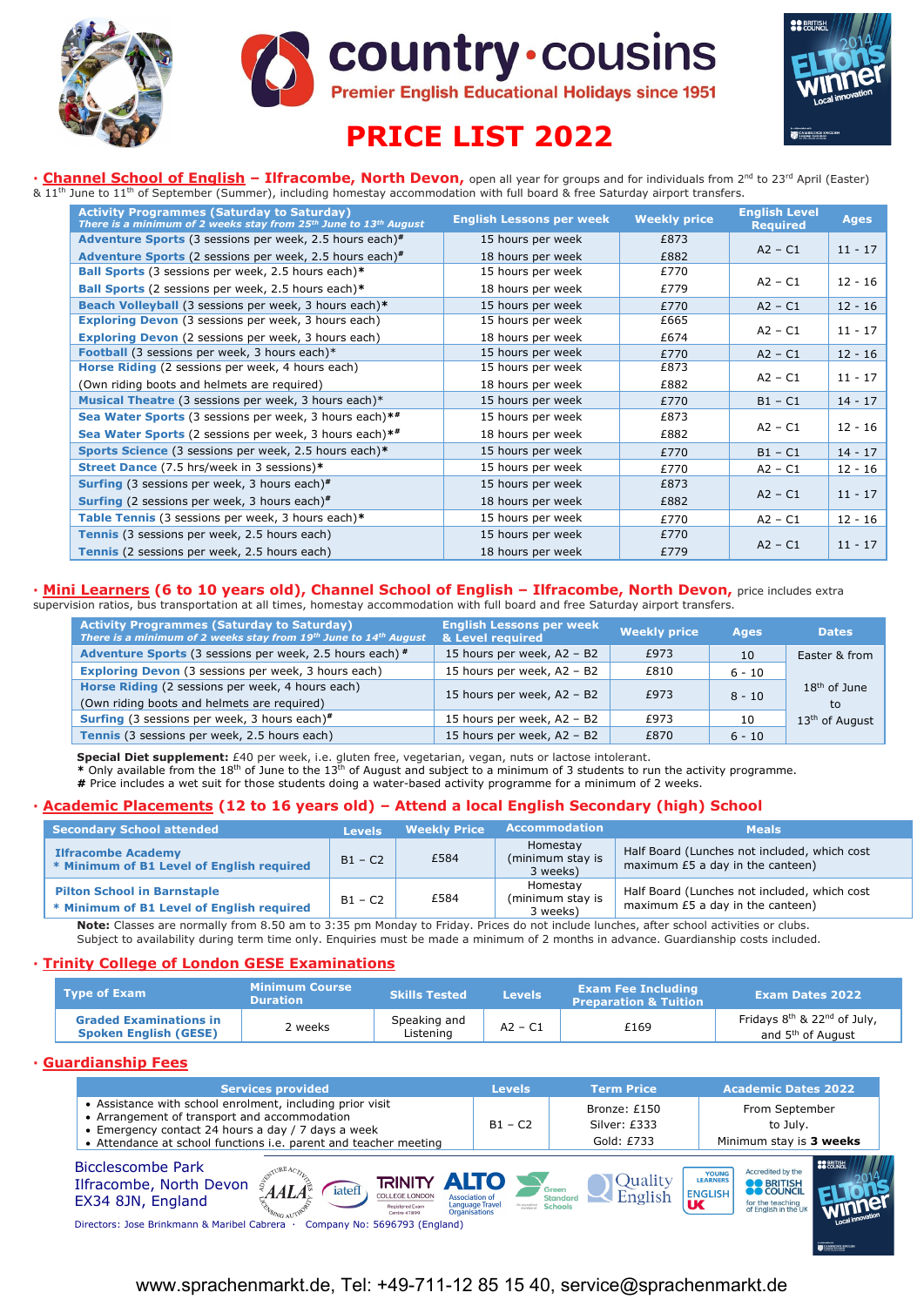# country·cousins

Premier English Educational Holidays since 1951

# PRICE LIST 2022

## · Channel School of English – Ilfracombe, North Devon,

open all year for groups and for individuals from 2nd to 23rd April (Easter) & 11th June to 11th of September (Summer), including homestay accommodation with full board & free Saturday airport transfers.

| Activity Programmes (Saturday to Saturday) *There is a minimum of 2 weeks stay from 25th June to 13th August* | English Lessons per week | Weekly price | English Level Required | Ages |
|---|---|---|---|---|
| **Adventure Sports** (3 sessions per week, 2.5 hours each)# | 15 hours per week | £873 | A2 – C1 | 11 - 17 |
| **Adventure Sports** (2 sessions per week, 2.5 hours each)# | 18 hours per week | £882 | | |
| **Ball Sports** (3 sessions per week, 2.5 hours each)* | 15 hours per week | £770 | A2 – C1 | 12 - 16 |
| **Ball Sports** (2 sessions per week, 2.5 hours each)* | 18 hours per week | £779 | | |
| **Beach Volleyball** (3 sessions per week, 3 hours each)* | 15 hours per week | £770 | A2 – C1 | 12 - 16 |
| **Exploring Devon** (3 sessions per week, 3 hours each) | 15 hours per week | £665 | A2 – C1 | 11 - 17 |
| **Exploring Devon** (2 sessions per week, 3 hours each) | 18 hours per week | £674 | | |
| **Football** (3 sessions per week, 3 hours each)* | 15 hours per week | £770 | A2 – C1 | 12 - 16 |
| **Horse Riding** (2 sessions per week, 4 hours each) | 15 hours per week | £873 | A2 – C1 | 11 - 17 |
| (Own riding boots and helmets are required) | 18 hours per week | £882 | | |
| **Musical Theatre** (3 sessions per week, 3 hours each)* | 15 hours per week | £770 | B1 – C1 | 14 - 17 |
| **Sea Water Sports** (3 sessions per week, 3 hours each)*# | 15 hours per week | £873 | A2 – C1 | 12 - 16 |
| **Sea Water Sports** (2 sessions per week, 3 hours each)*# | 18 hours per week | £882 | | |
| **Sports Science** (3 sessions per week, 2.5 hours each)* | 15 hours per week | £770 | B1 – C1 | 14 - 17 |
| **Street Dance** (7.5 hrs/week in 3 sessions)* | 15 hours per week | £770 | A2 – C1 | 12 - 16 |
| **Surfing** (3 sessions per week, 3 hours each)# | 15 hours per week | £873 | A2 – C1 | 11 - 17 |
| **Surfing** (2 sessions per week, 3 hours each)# | 18 hours per week | £882 | | |
| **Table Tennis** (3 sessions per week, 3 hours each)* | 15 hours per week | £770 | A2 – C1 | 12 - 16 |
| **Tennis** (3 sessions per week, 2.5 hours each) | 15 hours per week | £770 | A2 – C1 | 11 - 17 |
| **Tennis** (2 sessions per week, 2.5 hours each) | 18 hours per week | £779 | | |

## · Mini Learners (6 to 10 years old), Channel School of English – Ilfracombe, North Devon,

price includes extra supervision ratios, bus transportation at all times, homestay accommodation with full board and free Saturday airport transfers.

| Activity Programmes (Saturday to Saturday) *There is a minimum of 2 weeks stay from 19th June to 14th August* | English Lessons per week & Level required | Weekly price | Ages | Dates |
|---|---|---|---|---|
| **Adventure Sports** (3 sessions per week, 2.5 hours each) # | 15 hours per week, A2 – B2 | £973 | 10 | Easter & from 18th of June to 13th of August |
| **Exploring Devon** (3 sessions per week, 3 hours each) | 15 hours per week, A2 – B2 | £810 | 6 - 10 | |
| **Horse Riding** (2 sessions per week, 4 hours each) (Own riding boots and helmets are required) | 15 hours per week, A2 – B2 | £973 | 8 - 10 | |
| **Surfing** (3 sessions per week, 3 hours each)# | 15 hours per week, A2 – B2 | £973 | 10 | |
| **Tennis** (3 sessions per week, 2.5 hours each) | 15 hours per week, A2 – B2 | £870 | 6 - 10 | |

**Special Diet supplement:** £40 per week, i.e. gluten free, vegetarian, vegan, nuts or lactose intolerant.
**\*** Only available from the 18th of June to the 13th of August and subject to a minimum of 3 students to run the activity programme.
**#** Price includes a wet suit for those students doing a water-based activity programme for a minimum of 2 weeks.

## · Academic Placements (12 to 16 years old) – Attend a local English Secondary (high) School

| Secondary School attended | Levels | Weekly Price | Accommodation | Meals |
|---|---|---|---|---|
| **Ilfracombe Academy** * **Minimum of B1 Level of English required** | B1 – C2 | £584 | Homestay (minimum stay is 3 weeks) | Half Board (Lunches not included, which cost maximum £5 a day in the canteen) |
| **Pilton School in Barnstaple** * **Minimum of B1 Level of English required** | B1 – C2 | £584 | Homestay (minimum stay is 3 weeks) | Half Board (Lunches not included, which cost maximum £5 a day in the canteen) |

**Note:** Classes are normally from 8.50 am to 3:35 pm Monday to Friday. Prices do not include lunches, after school activities or clubs. Subject to availability during term time only. Enquiries must be made a minimum of 2 months in advance. Guardianship costs included.

## · Trinity College of London GESE Examinations

| Type of Exam | Minimum Course Duration | Skills Tested | Levels | Exam Fee Including Preparation & Tuition | Exam Dates 2022 |
|---|---|---|---|---|---|
| **Graded Examinations in Spoken English (GESE)** | 2 weeks | Speaking and Listening | A2 – C1 | £169 | Fridays 8th & 22nd of July, and 5th of August |

## · Guardianship Fees

| Services provided | Levels | Term Price | Academic Dates 2022 |
|---|---|---|---|
| • Assistance with school enrolment, including prior visit<br>• Arrangement of transport and accommodation<br>• Emergency contact 24 hours a day / 7 days a week<br>• Attendance at school functions i.e. parent and teacher meeting | B1 – C2 | Bronze: £150<br>Silver: £333<br>Gold: £733 | From September to July.<br>Minimum stay is **3 weeks** |

Bicclescombe Park
Ilfracombe, North Devon
EX34 8JN, England

Directors: Jose Brinkmann & Maribel Cabrera · Company No: 5696793 (England)

www.sprachenmarkt.de, Tel: +49-711-12 85 15 40, service@sprachenmarkt.de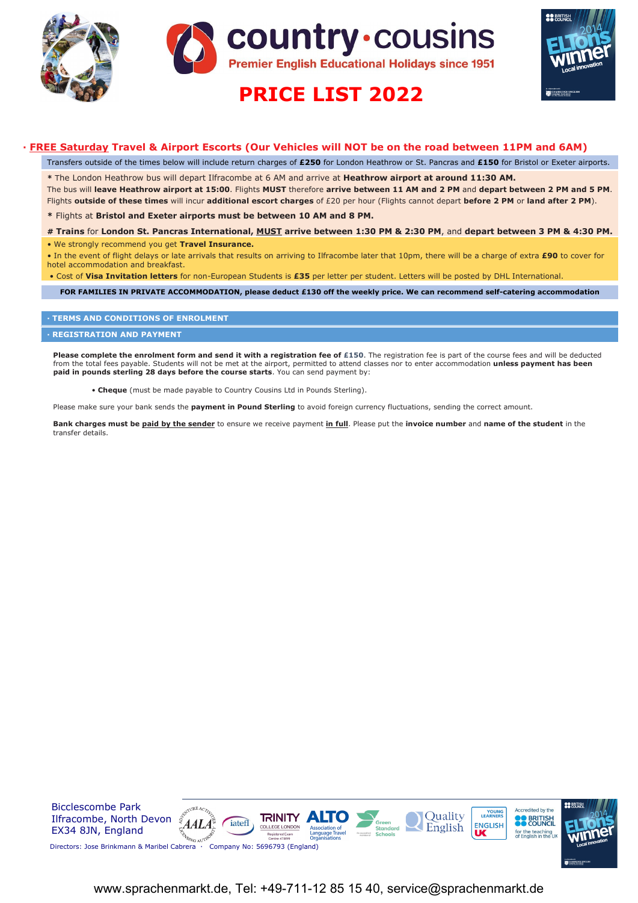# country·cousins

Premier English Educational Holidays since 1951

## PRICE LIST 2022

### · FREE Saturday Travel & Airport Escorts (Our Vehicles will NOT be on the road between 11PM and 6AM)

Transfers outside of the times below will include return charges of **£250** for London Heathrow or St. Pancras and **£150** for Bristol or Exeter airports.

* The London Heathrow bus will depart Ilfracombe at 6 AM and arrive at **Heathrow airport at around 11:30 AM.**
The bus will **leave Heathrow airport at 15:00**. Flights **MUST** therefore **arrive between 11 AM and 2 PM** and **depart between 2 PM and 5 PM**. Flights **outside of these times** will incur **additional escort charges** of £20 per hour (Flights cannot depart **before 2 PM** or **land after 2 PM**).

* Flights at **Bristol and Exeter airports must be between 10 AM and 8 PM.**

# **Trains** for **London St. Pancras International, MUST arrive between 1:30 PM & 2:30 PM**, and **depart between 3 PM & 4:30 PM.**

• We strongly recommend you get **Travel Insurance.**

• In the event of flight delays or late arrivals that results on arriving to Ilfracombe later that 10pm, there will be a charge of extra **£90** to cover for hotel accommodation and breakfast.

• Cost of **Visa Invitation letters** for non-European Students is **£35** per letter per student. Letters will be posted by DHL International.

**FOR FAMILIES IN PRIVATE ACCOMMODATION, please deduct £130 off the weekly price. We can recommend self-catering accommodation**

### · TERMS AND CONDITIONS OF ENROLMENT

### · REGISTRATION AND PAYMENT

**Please complete the enrolment form and send it with a registration fee of £150**. The registration fee is part of the course fees and will be deducted from the total fees payable. Students will not be met at the airport, permitted to attend classes nor to enter accommodation **unless payment has been paid in pounds sterling 28 days before the course starts**. You can send payment by:

- **Cheque** (must be made payable to Country Cousins Ltd in Pounds Sterling).

Please make sure your bank sends the **payment in Pound Sterling** to avoid foreign currency fluctuations, sending the correct amount.

**Bank charges must be paid by the sender** to ensure we receive payment **in full**. Please put the **invoice number** and **name of the student** in the transfer details.

Bicclescombe Park
Ilfracombe, North Devon
EX34 8JN, England

Directors: Jose Brinkmann & Maribel Cabrera · Company No: 5696793 (England)

www.sprachenmarkt.de, Tel: +49-711-12 85 15 40, service@sprachenmarkt.de